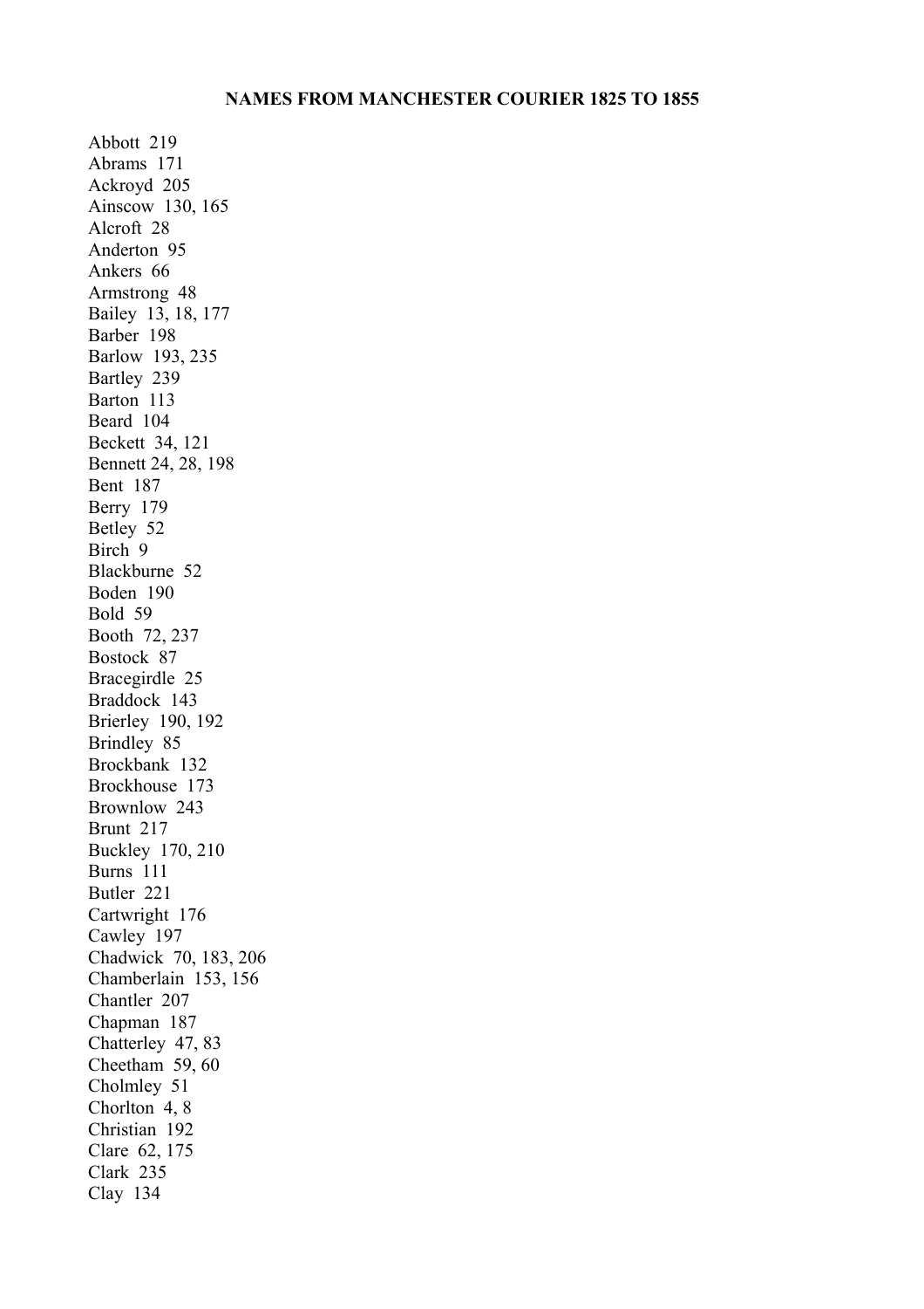**NAMES FROM MANCHESTER COURIER 1825 TO 1855**

Abbott 219
Abrams 171
Ackroyd 205
Ainscow 130, 165
Alcroft 28
Anderton 95
Ankers 66
Armstrong 48
Bailey 13, 18, 177
Barber 198
Barlow 193, 235
Bartley 239
Barton 113
Beard 104
Beckett 34, 121
Bennett 24, 28, 198
Bent 187
Berry 179
Betley 52
Birch 9
Blackburne 52
Boden 190
Bold 59
Booth 72, 237
Bostock 87
Bracegirdle 25
Braddock 143
Brierley 190, 192
Brindley 85
Brockbank 132
Brockhouse 173
Brownlow 243
Brunt 217
Buckley 170, 210
Burns 111
Butler 221
Cartwright 176
Cawley 197
Chadwick 70, 183, 206
Chamberlain 153, 156
Chantler 207
Chapman 187
Chatterley 47, 83
Cheetham 59, 60
Cholmley 51
Chorlton 4, 8
Christian 192
Clare 62, 175
Clark 235
Clay 134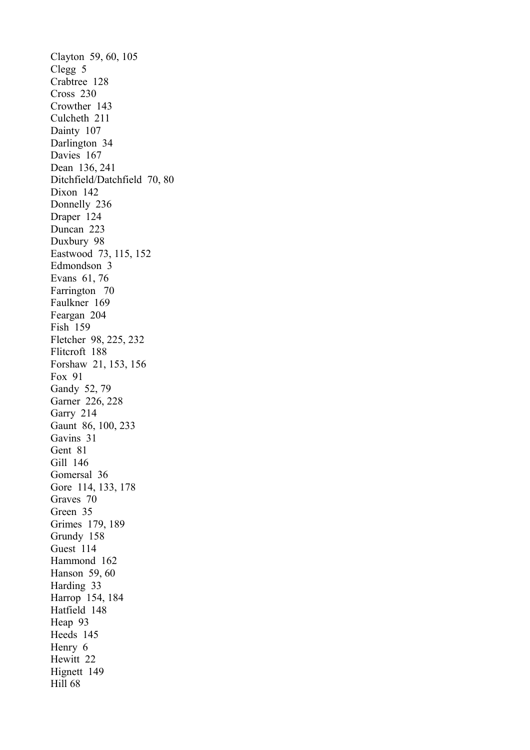Clayton 59, 60, 105
Clegg 5
Crabtree 128
Cross 230
Crowther 143
Culcheth 211
Dainty 107
Darlington 34
Davies 167
Dean 136, 241
Ditchfield/Datchfield 70, 80
Dixon 142
Donnelly 236
Draper 124
Duncan 223
Duxbury 98
Eastwood 73, 115, 152
Edmondson 3
Evans 61, 76
Farrington 70
Faulkner 169
Feargan 204
Fish 159
Fletcher 98, 225, 232
Flitcroft 188
Forshaw 21, 153, 156
Fox 91
Gandy 52, 79
Garner 226, 228
Garry 214
Gaunt 86, 100, 233
Gavins 31
Gent 81
Gill 146
Gomersal 36
Gore 114, 133, 178
Graves 70
Green 35
Grimes 179, 189
Grundy 158
Guest 114
Hammond 162
Hanson 59, 60
Harding 33
Harrop 154, 184
Hatfield 148
Heap 93
Heeds 145
Henry 6
Hewitt 22
Hignett 149
Hill 68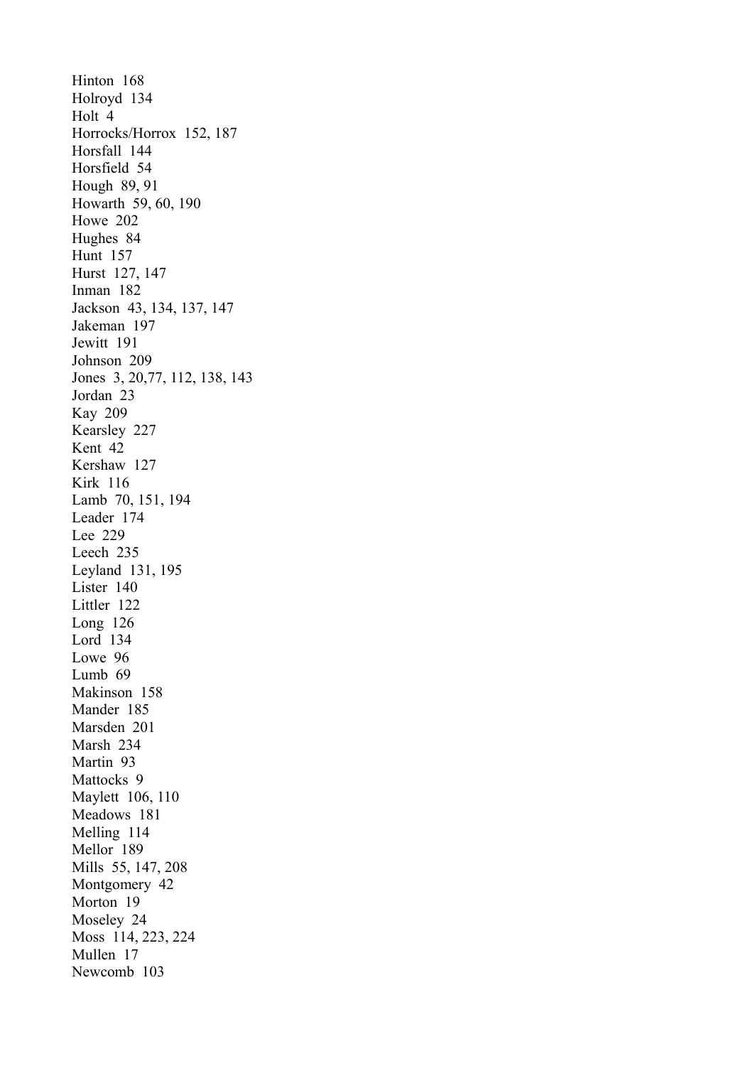Hinton 168
Holroyd 134
Holt 4
Horrocks/Horrox 152, 187
Horsfall 144
Horsfield 54
Hough 89, 91
Howarth 59, 60, 190
Howe 202
Hughes 84
Hunt 157
Hurst 127, 147
Inman 182
Jackson 43, 134, 137, 147
Jakeman 197
Jewitt 191
Johnson 209
Jones 3, 20,77, 112, 138, 143
Jordan 23
Kay 209
Kearsley 227
Kent 42
Kershaw 127
Kirk 116
Lamb 70, 151, 194
Leader 174
Lee 229
Leech 235
Leyland 131, 195
Lister 140
Littler 122
Long 126
Lord 134
Lowe 96
Lumb 69
Makinson 158
Mander 185
Marsden 201
Marsh 234
Martin 93
Mattocks 9
Maylett 106, 110
Meadows 181
Melling 114
Mellor 189
Mills 55, 147, 208
Montgomery 42
Morton 19
Moseley 24
Moss 114, 223, 224
Mullen 17
Newcomb 103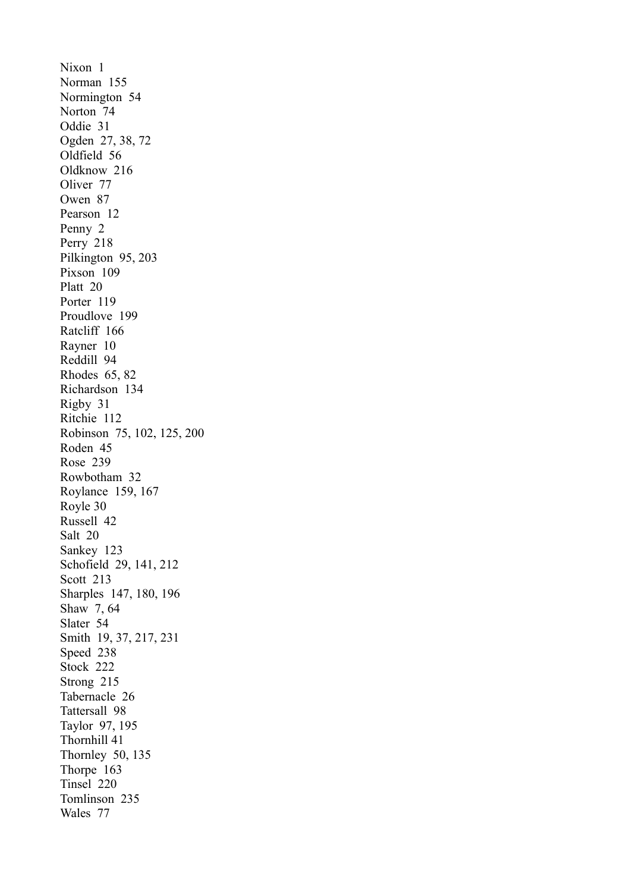Nixon 1
Norman 155
Normington 54
Norton 74
Oddie 31
Ogden 27, 38, 72
Oldfield 56
Oldknow 216
Oliver 77
Owen 87
Pearson 12
Penny 2
Perry 218
Pilkington 95, 203
Pixson 109
Platt 20
Porter 119
Proudlove 199
Ratcliff 166
Rayner 10
Reddill 94
Rhodes 65, 82
Richardson 134
Rigby 31
Ritchie 112
Robinson 75, 102, 125, 200
Roden 45
Rose 239
Rowbotham 32
Roylance 159, 167
Royle 30
Russell 42
Salt 20
Sankey 123
Schofield 29, 141, 212
Scott 213
Sharples 147, 180, 196
Shaw 7, 64
Slater 54
Smith 19, 37, 217, 231
Speed 238
Stock 222
Strong 215
Tabernacle 26
Tattersall 98
Taylor 97, 195
Thornhill 41
Thornley 50, 135
Thorpe 163
Tinsel 220
Tomlinson 235
Wales 77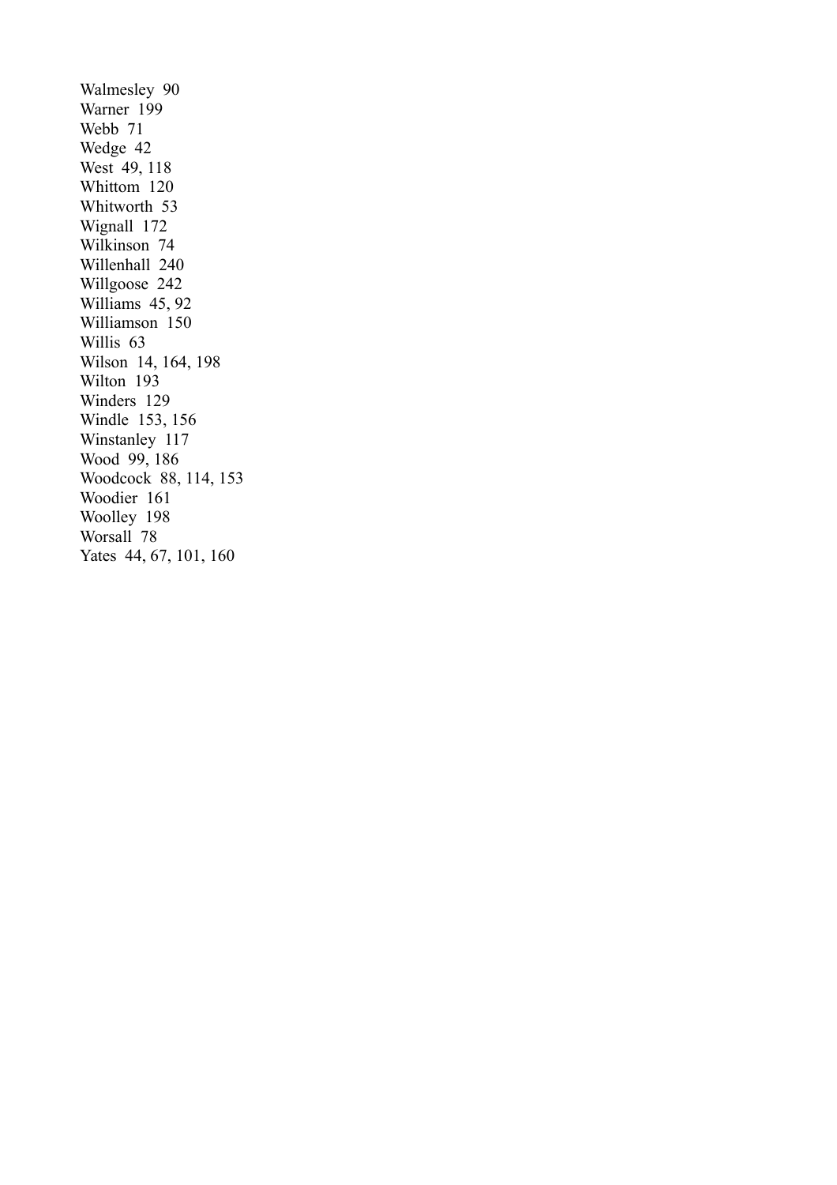Walmesley 90
Warner 199
Webb 71
Wedge 42
West 49, 118
Whittom 120
Whitworth 53
Wignall 172
Wilkinson 74
Willenhall 240
Willgoose 242
Williams 45, 92
Williamson 150
Willis 63
Wilson 14, 164, 198
Wilton 193
Winders 129
Windle 153, 156
Winstanley 117
Wood 99, 186
Woodcock 88, 114, 153
Woodier 161
Woolley 198
Worsall 78
Yates 44, 67, 101, 160